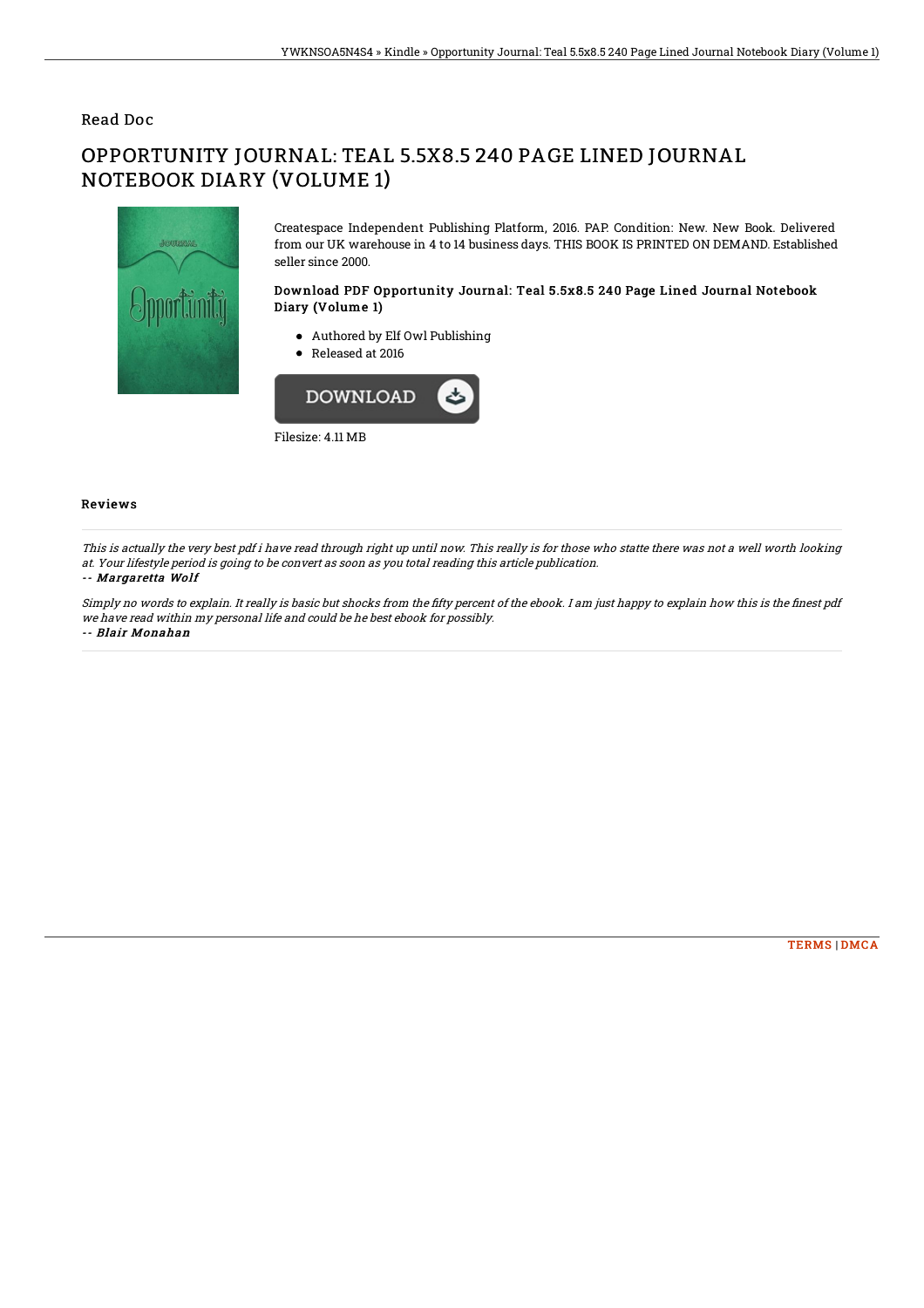Read Doc

# OPPORTUNITY JOURNAL: TEAL 5.5X8.5 240 PAGE LINED JOURNAL NOTEBOOK DIARY (VOLUME 1)

Createspace Independent Publishing Platform, 2016. PAP. Condition: New. New Book. Delivered from our UK warehouse in 4 to 14 business days. THIS BOOK IS PRINTED ON DEMAND. Established seller since 2000.

### Download PDF Opportunity Journal: Teal 5.5x8.5 240 Page Lined Journal Notebook Diary (Volume 1)

- Authored by Elf Owl Publishing
- Released at 2016

DOWNLOAD

Filesize: 4.11 MB

## Reviews

*This is actually the very best pdf i have read through right up until now. This really is for those who statte there was not a well worth looking at. Your lifestyle period is going to be convert as soon as you total reading this article publication.*

*-- Margaretta Wolf*

*Simply no words to explain. It really is basic but shocks from the fifty percent of the ebook. I am just happy to explain how this is the finest pdf we have read within my personal life and could be he best ebook for possibly.*

*-- Blair Monahan*

TERMS | DMCA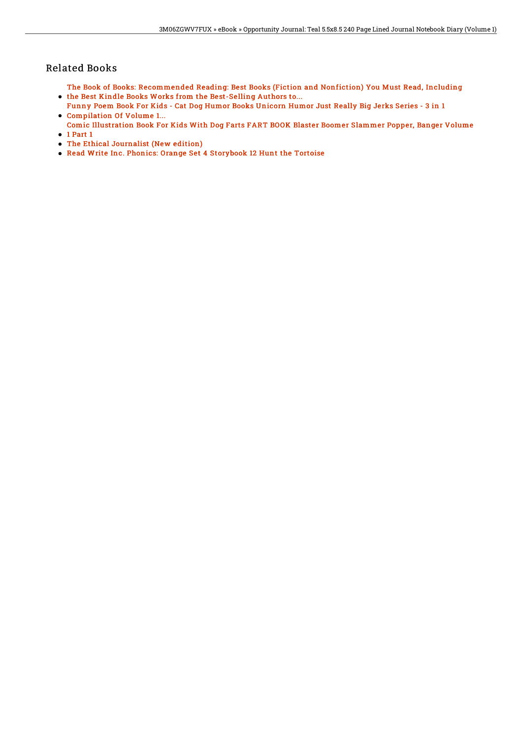## Related Books

- The Book of Books: Recommended Reading: Best Books (Fiction and Nonfiction) You Must Read, Including the Best Kindle Books Works from the Best-Selling Authors to...
- Funny Poem Book For Kids - Cat Dog Humor Books Unicorn Humor Just Really Big Jerks Series - 3 in 1 Compilation Of Volume 1...
- Comic Illustration Book For Kids With Dog Farts FART BOOK Blaster Boomer Slammer Popper, Banger Volume 1 Part 1
- The Ethical Journalist (New edition)
- Read Write Inc. Phonics: Orange Set 4 Storybook 12 Hunt the Tortoise